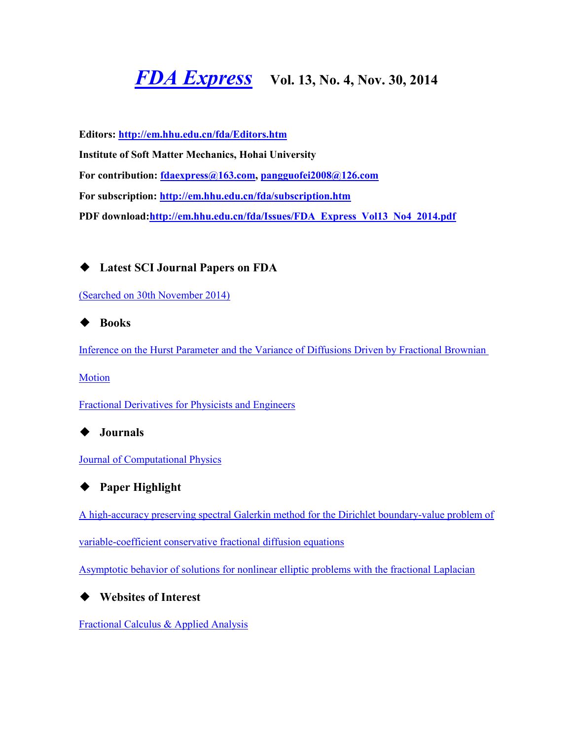# *FDA Express* Vol. 13, No. 4, Nov. 30, 2014

**Editors: http://em.hhu.edu.cn/fda/Editors.htm**

**Institute of Soft Matter Mechanics, Hohai University**

**For contribution: fdaexpress@163.com, pangguofei2008@126.com**

**For subscription: http://em.hhu.edu.cn/fda/subscription.htm**

**PDF download:http://em.hhu.edu.cn/fda/Issues/FDA_Express_Vol13_No4_2014.pdf**

## ◆ Latest SCI Journal Papers on FDA

(Searched on 30th November 2014)

## ◆ Books

Inference on the Hurst Parameter and the Variance of Diffusions Driven by Fractional Brownian Motion

Fractional Derivatives for Physicists and Engineers

## ◆ Journals

Journal of Computational Physics

## ◆ Paper Highlight

A high-accuracy preserving spectral Galerkin method for the Dirichlet boundary-value problem of variable-coefficient conservative fractional diffusion equations

Asymptotic behavior of solutions for nonlinear elliptic problems with the fractional Laplacian

## ◆ Websites of Interest

Fractional Calculus & Applied Analysis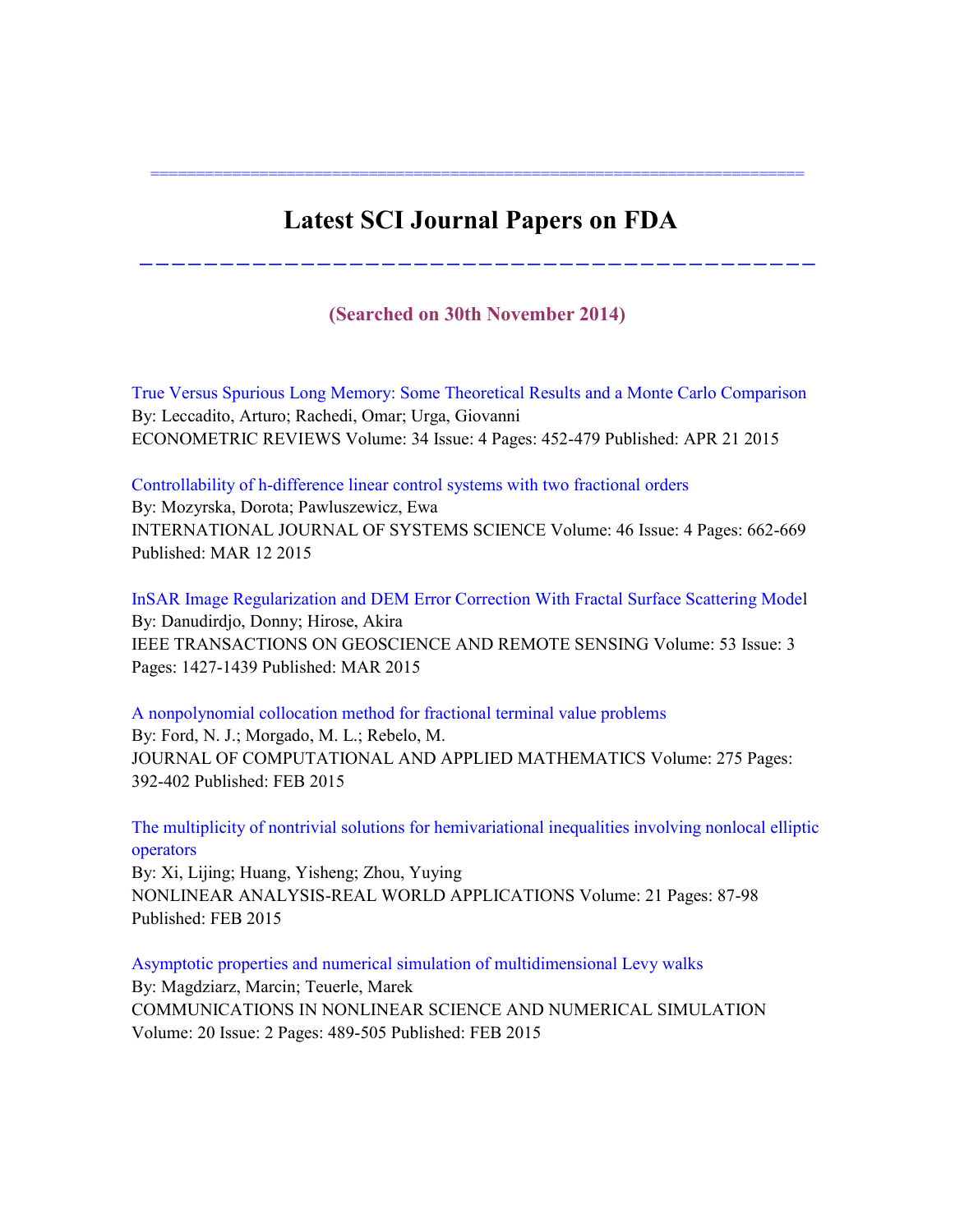# Latest SCI Journal Papers on FDA

**(Searched on 30th November 2014)**

True Versus Spurious Long Memory: Some Theoretical Results and a Monte Carlo Comparison
By: Leccadito, Arturo; Rachedi, Omar; Urga, Giovanni
ECONOMETRIC REVIEWS Volume: 34 Issue: 4 Pages: 452-479 Published: APR 21 2015

Controllability of h-difference linear control systems with two fractional orders
By: Mozyrska, Dorota; Pawluszewicz, Ewa
INTERNATIONAL JOURNAL OF SYSTEMS SCIENCE Volume: 46 Issue: 4 Pages: 662-669 Published: MAR 12 2015

InSAR Image Regularization and DEM Error Correction With Fractal Surface Scattering Model
By: Danudirdjo, Donny; Hirose, Akira
IEEE TRANSACTIONS ON GEOSCIENCE AND REMOTE SENSING Volume: 53 Issue: 3 Pages: 1427-1439 Published: MAR 2015

A nonpolynomial collocation method for fractional terminal value problems
By: Ford, N. J.; Morgado, M. L.; Rebelo, M.
JOURNAL OF COMPUTATIONAL AND APPLIED MATHEMATICS Volume: 275 Pages: 392-402 Published: FEB 2015

The multiplicity of nontrivial solutions for hemivariational inequalities involving nonlocal elliptic operators
By: Xi, Lijing; Huang, Yisheng; Zhou, Yuying
NONLINEAR ANALYSIS-REAL WORLD APPLICATIONS Volume: 21 Pages: 87-98 Published: FEB 2015

Asymptotic properties and numerical simulation of multidimensional Levy walks
By: Magdziarz, Marcin; Teuerle, Marek
COMMUNICATIONS IN NONLINEAR SCIENCE AND NUMERICAL SIMULATION Volume: 20 Issue: 2 Pages: 489-505 Published: FEB 2015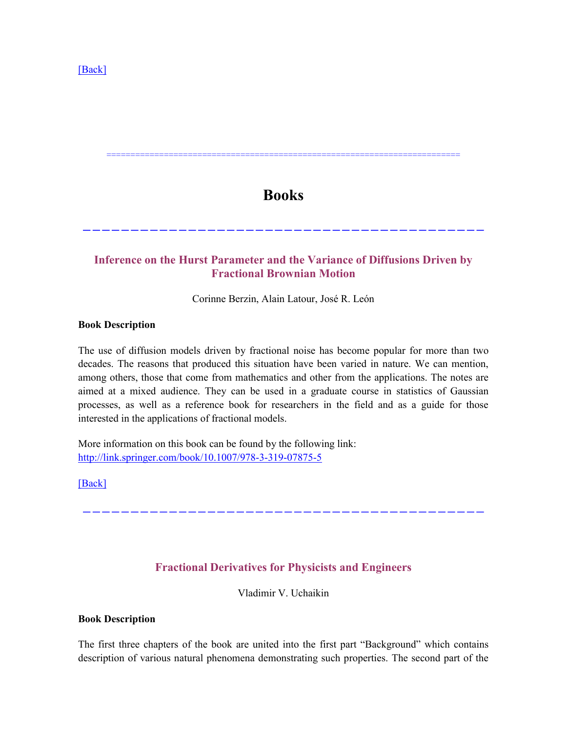[Back]

==========================================================================

# Books

---

### Inference on the Hurst Parameter and the Variance of Diffusions Driven by Fractional Brownian Motion

Corinne Berzin, Alain Latour, José R. León

**Book Description**

The use of diffusion models driven by fractional noise has become popular for more than two decades. The reasons that produced this situation have been varied in nature. We can mention, among others, those that come from mathematics and other from the applications. The notes are aimed at a mixed audience. They can be used in a graduate course in statistics of Gaussian processes, as well as a reference book for researchers in the field and as a guide for those interested in the applications of fractional models.

More information on this book can be found by the following link:
http://link.springer.com/book/10.1007/978-3-319-07875-5

[Back]

---

### Fractional Derivatives for Physicists and Engineers

Vladimir V. Uchaikin

**Book Description**

The first three chapters of the book are united into the first part "Background" which contains description of various natural phenomena demonstrating such properties. The second part of the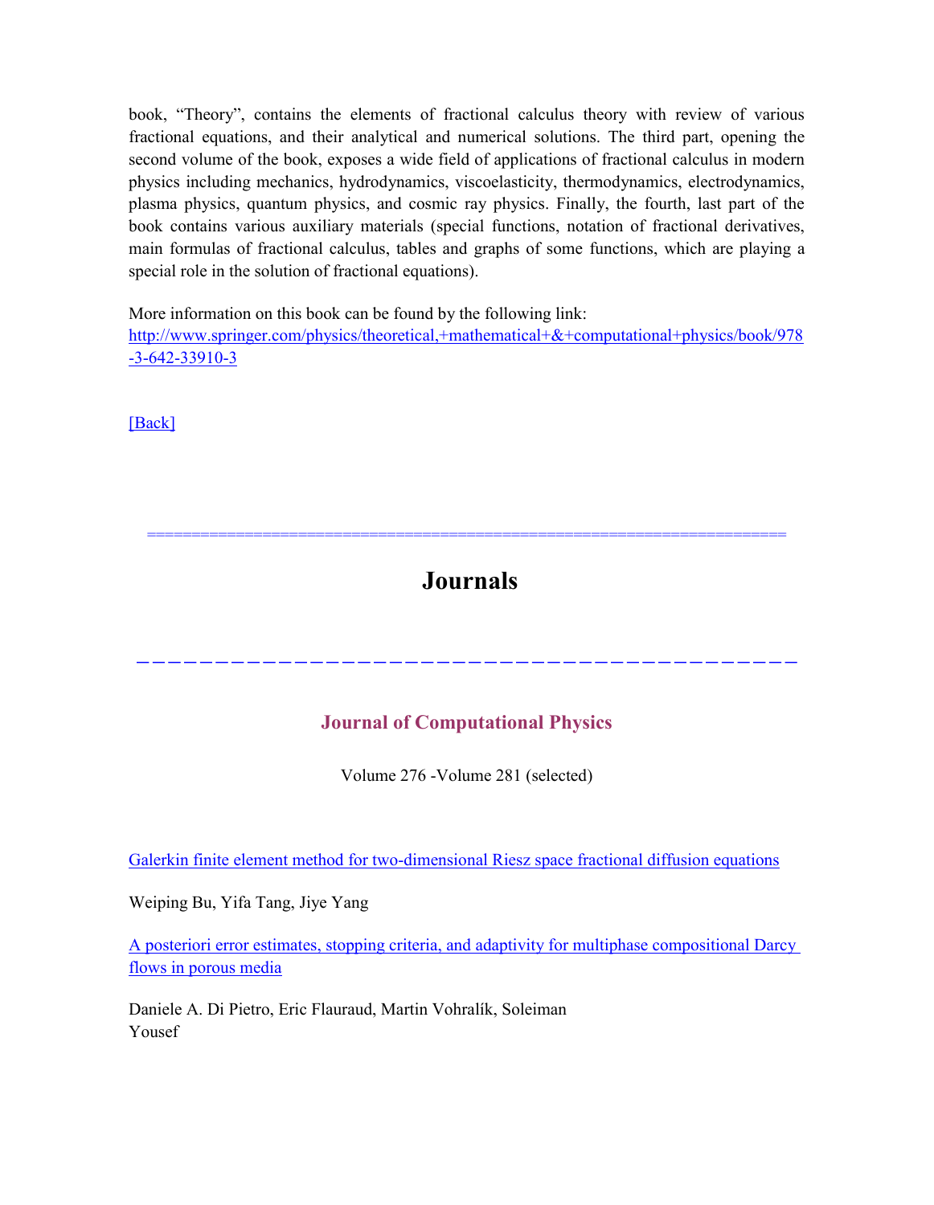book, "Theory", contains the elements of fractional calculus theory with review of various fractional equations, and their analytical and numerical solutions. The third part, opening the second volume of the book, exposes a wide field of applications of fractional calculus in modern physics including mechanics, hydrodynamics, viscoelasticity, thermodynamics, electrodynamics, plasma physics, quantum physics, and cosmic ray physics. Finally, the fourth, last part of the book contains various auxiliary materials (special functions, notation of fractional derivatives, main formulas of fractional calculus, tables and graphs of some functions, which are playing a special role in the solution of fractional equations).

More information on this book can be found by the following link:
[http://www.springer.com/physics/theoretical,+mathematical+&+computational+physics/book/978-3-642-33910-3](http://www.springer.com/physics/theoretical,+mathematical+&+computational+physics/book/978-3-642-33910-3)

[Back]

==========================================================================

# Journals

---

### Journal of Computational Physics

Volume 276 -Volume 281 (selected)

Galerkin finite element method for two-dimensional Riesz space fractional diffusion equations

Weiping Bu, Yifa Tang, Jiye Yang

A posteriori error estimates, stopping criteria, and adaptivity for multiphase compositional Darcy flows in porous media

Daniele A. Di Pietro, Eric Flauraud, Martin Vohralík, Soleiman Yousef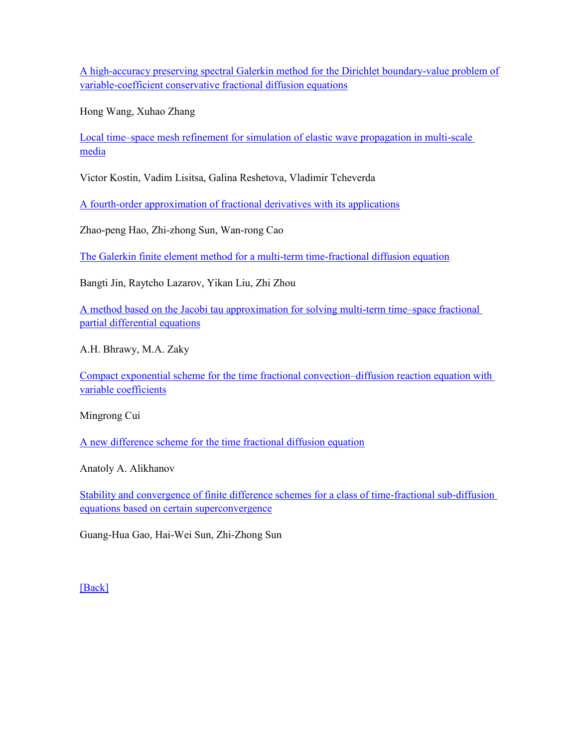[A high-accuracy preserving spectral Galerkin method for the Dirichlet boundary-value problem of variable-coefficient conservative fractional diffusion equations]

Hong Wang, Xuhao Zhang

[Local time–space mesh refinement for simulation of elastic wave propagation in multi-scale media]

Victor Kostin, Vadim Lisitsa, Galina Reshetova, Vladimir Tcheverda

[A fourth-order approximation of fractional derivatives with its applications]

Zhao-peng Hao, Zhi-zhong Sun, Wan-rong Cao

[The Galerkin finite element method for a multi-term time-fractional diffusion equation]

Bangti Jin, Raytcho Lazarov, Yikan Liu, Zhi Zhou

[A method based on the Jacobi tau approximation for solving multi-term time–space fractional partial differential equations]

A.H. Bhrawy, M.A. Zaky

[Compact exponential scheme for the time fractional convection–diffusion reaction equation with variable coefficients]

Mingrong Cui

[A new difference scheme for the time fractional diffusion equation]

Anatoly A. Alikhanov

[Stability and convergence of finite difference schemes for a class of time-fractional sub-diffusion equations based on certain superconvergence]

Guang-Hua Gao, Hai-Wei Sun, Zhi-Zhong Sun

[Back]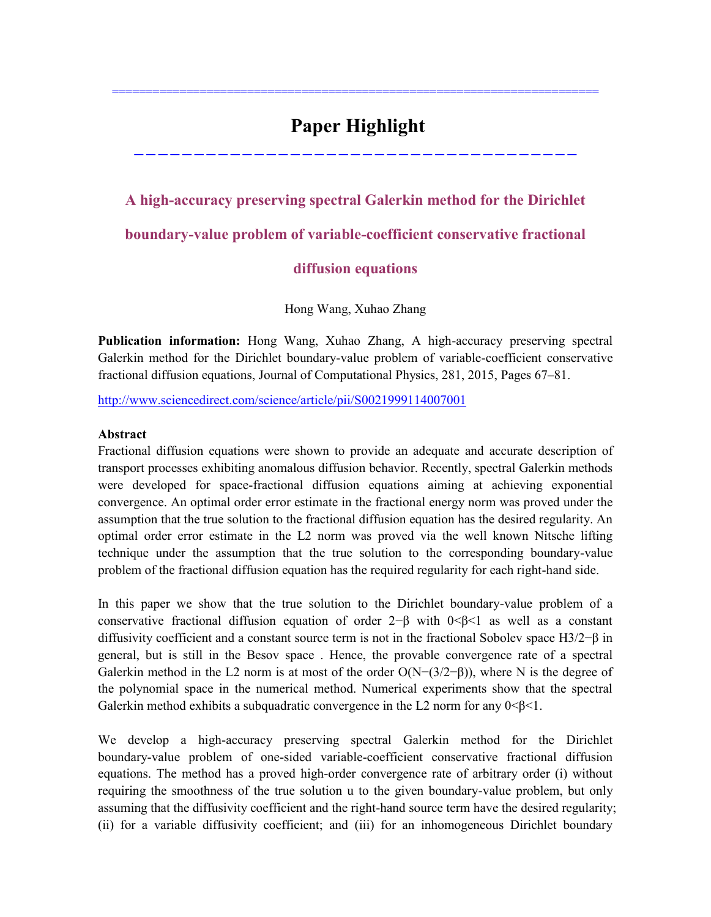# Paper Highlight

## A high-accuracy preserving spectral Galerkin method for the Dirichlet boundary-value problem of variable-coefficient conservative fractional diffusion equations

Hong Wang, Xuhao Zhang

**Publication information:** Hong Wang, Xuhao Zhang, A high-accuracy preserving spectral Galerkin method for the Dirichlet boundary-value problem of variable-coefficient conservative fractional diffusion equations, Journal of Computational Physics, 281, 2015, Pages 67–81.

http://www.sciencedirect.com/science/article/pii/S0021999114007001

**Abstract**

Fractional diffusion equations were shown to provide an adequate and accurate description of transport processes exhibiting anomalous diffusion behavior. Recently, spectral Galerkin methods were developed for space-fractional diffusion equations aiming at achieving exponential convergence. An optimal order error estimate in the fractional energy norm was proved under the assumption that the true solution to the fractional diffusion equation has the desired regularity. An optimal order error estimate in the L2 norm was proved via the well known Nitsche lifting technique under the assumption that the true solution to the corresponding boundary-value problem of the fractional diffusion equation has the required regularity for each right-hand side.

In this paper we show that the true solution to the Dirichlet boundary-value problem of a conservative fractional diffusion equation of order $2-\beta$ with $0<\beta<1$ as well as a constant diffusivity coefficient and a constant source term is not in the fractional Sobolev space $H^{3/2-\beta}$ in general, but is still in the Besov space . Hence, the provable convergence rate of a spectral Galerkin method in the L2 norm is at most of the order $O(N^{-(3/2-\beta)})$, where N is the degree of the polynomial space in the numerical method. Numerical experiments show that the spectral Galerkin method exhibits a subquadratic convergence in the L2 norm for any $0<\beta<1$.

We develop a high-accuracy preserving spectral Galerkin method for the Dirichlet boundary-value problem of one-sided variable-coefficient conservative fractional diffusion equations. The method has a proved high-order convergence rate of arbitrary order (i) without requiring the smoothness of the true solution u to the given boundary-value problem, but only assuming that the diffusivity coefficient and the right-hand source term have the desired regularity; (ii) for a variable diffusivity coefficient; and (iii) for an inhomogeneous Dirichlet boundary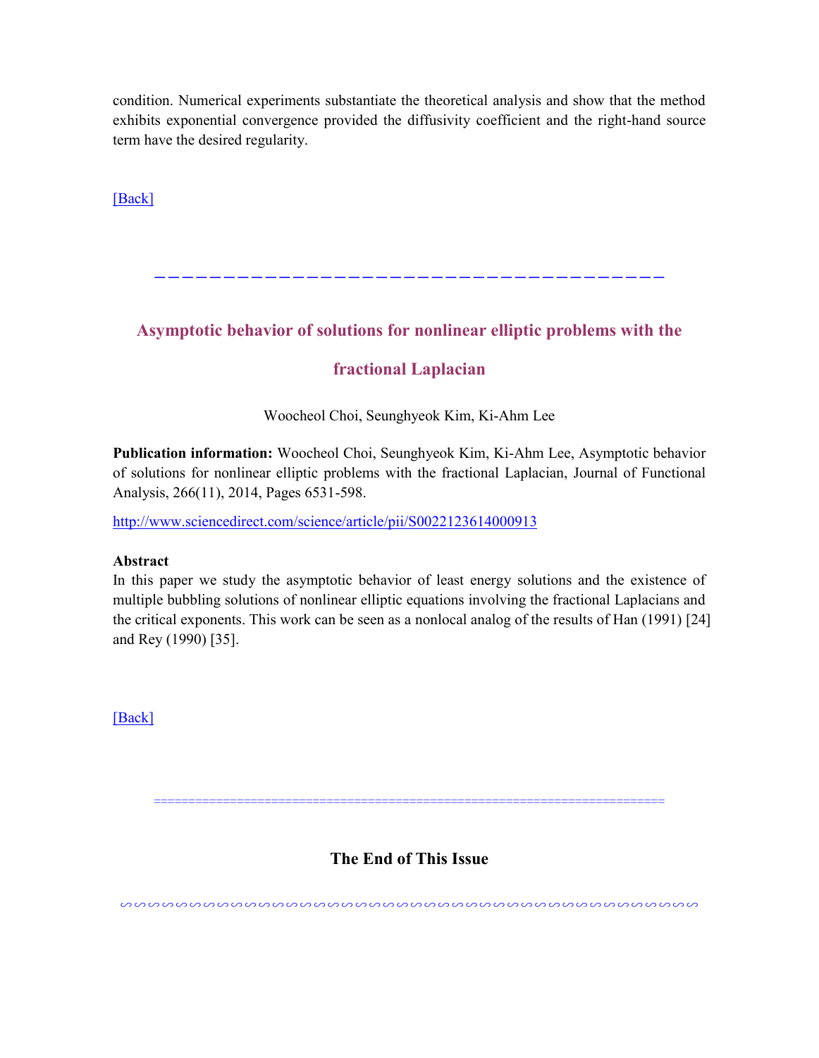condition. Numerical experiments substantiate the theoretical analysis and show that the method exhibits exponential convergence provided the diffusivity coefficient and the right-hand source term have the desired regularity.

[Back]

---

## Asymptotic behavior of solutions for nonlinear elliptic problems with the fractional Laplacian

Woocheol Choi, Seunghyeok Kim, Ki-Ahm Lee

**Publication information:** Woocheol Choi, Seunghyeok Kim, Ki-Ahm Lee, Asymptotic behavior of solutions for nonlinear elliptic problems with the fractional Laplacian, Journal of Functional Analysis, 266(11), 2014, Pages 6531-598.

http://www.sciencedirect.com/science/article/pii/S0022123614000913

**Abstract**

In this paper we study the asymptotic behavior of least energy solutions and the existence of multiple bubbling solutions of nonlinear elliptic equations involving the fractional Laplacians and the critical exponents. This work can be seen as a nonlocal analog of the results of Han (1991) [24] and Rey (1990) [35].

[Back]

---

### The End of This Issue